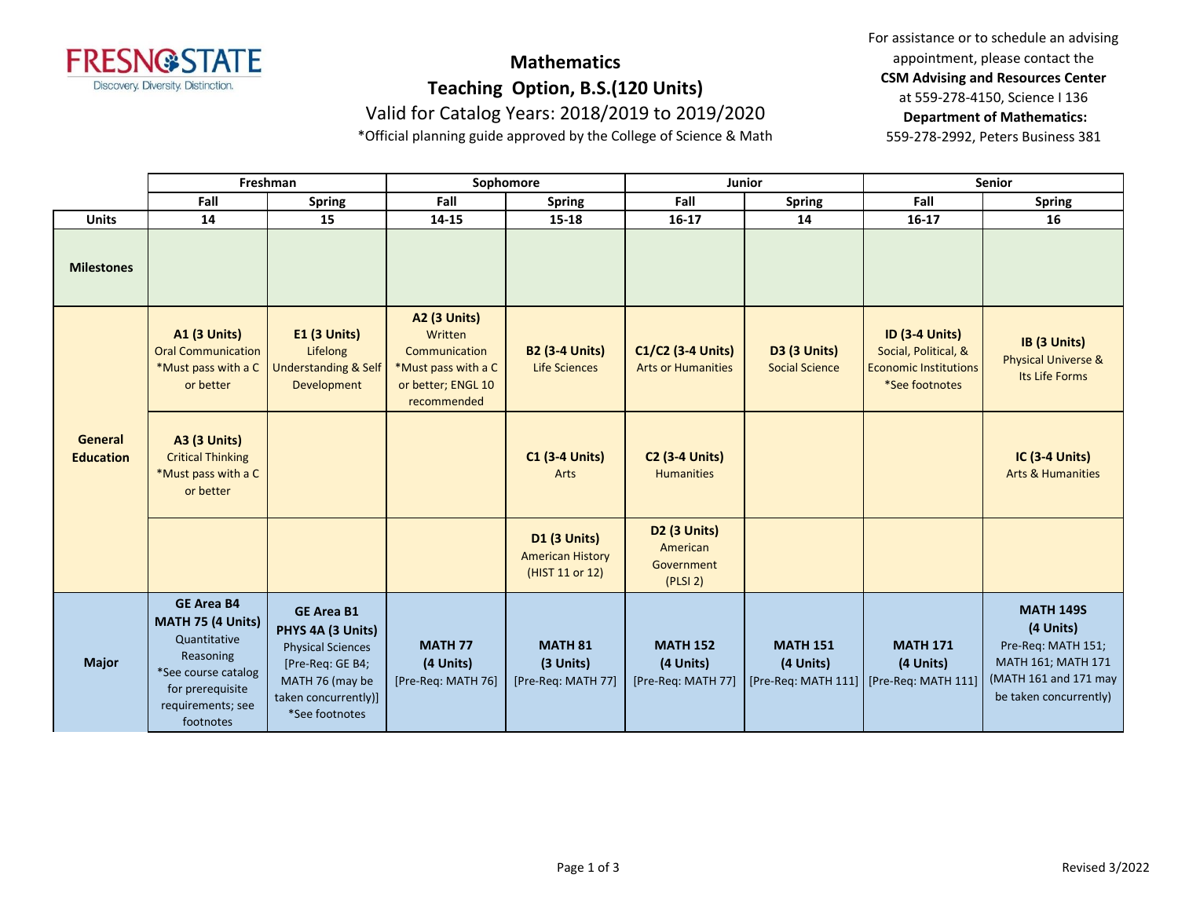FRESNO STATE
Discovery. Diversity. Distinction.

# Mathematics

## Teaching Option, B.S.(120 Units)

Valid for Catalog Years: 2018/2019 to 2019/2020

*Official planning guide approved by the College of Science & Math

For assistance or to schedule an advising appointment, please contact the **CSM Advising and Resources Center** at 559-278-4150, Science I 136
**Department of Mathematics:** 559-278-2992, Peters Business 381

| | Freshman | | Sophomore | | Junior | | Senior | |
|---|---|---|---|---|---|---|---|---|
| | **Fall** | **Spring** | **Fall** | **Spring** | **Fall** | **Spring** | **Fall** | **Spring** |
| **Units** | **14** | **15** | **14-15** | **15-18** | **16-17** | **14** | **16-17** | **16** |
| **Milestones** | | | | | | | | |
| **General Education** | **A1 (3 Units)** Oral Communication *Must pass with a C or better | **E1 (3 Units)** Lifelong Understanding & Self Development | **A2 (3 Units)** Written Communication *Must pass with a C or better; ENGL 10 recommended | **B2 (3-4 Units)** Life Sciences | **C1/C2 (3-4 Units)** Arts or Humanities | **D3 (3 Units)** Social Science | **ID (3-4 Units)** Social, Political, & Economic Institutions *See footnotes | **IB (3 Units)** Physical Universe & Its Life Forms |
| | **A3 (3 Units)** Critical Thinking *Must pass with a C or better | | | **C1 (3-4 Units)** Arts | **C2 (3-4 Units)** Humanities | | | **IC (3-4 Units)** Arts & Humanities |
| | | | | **D1 (3 Units)** American History (HIST 11 or 12) | **D2 (3 Units)** American Government (PLSI 2) | | | |
| **Major** | **GE Area B4 MATH 75 (4 Units)** Quantitative Reasoning *See course catalog for prerequisite requirements; see footnotes | **GE Area B1 PHYS 4A (3 Units)** Physical Sciences [Pre-Req: GE B4; MATH 76 (may be taken concurrently)] *See footnotes | **MATH 77 (4 Units)** [Pre-Req: MATH 76] | **MATH 81 (3 Units)** [Pre-Req: MATH 77] | **MATH 152 (4 Units)** [Pre-Req: MATH 77] | **MATH 151 (4 Units)** [Pre-Req: MATH 111] | **MATH 171 (4 Units)** [Pre-Req: MATH 111] | **MATH 149S (4 Units)** Pre-Req: MATH 151; MATH 161; MATH 171 (MATH 161 and 171 may be taken concurrently) |

Revised 3/2022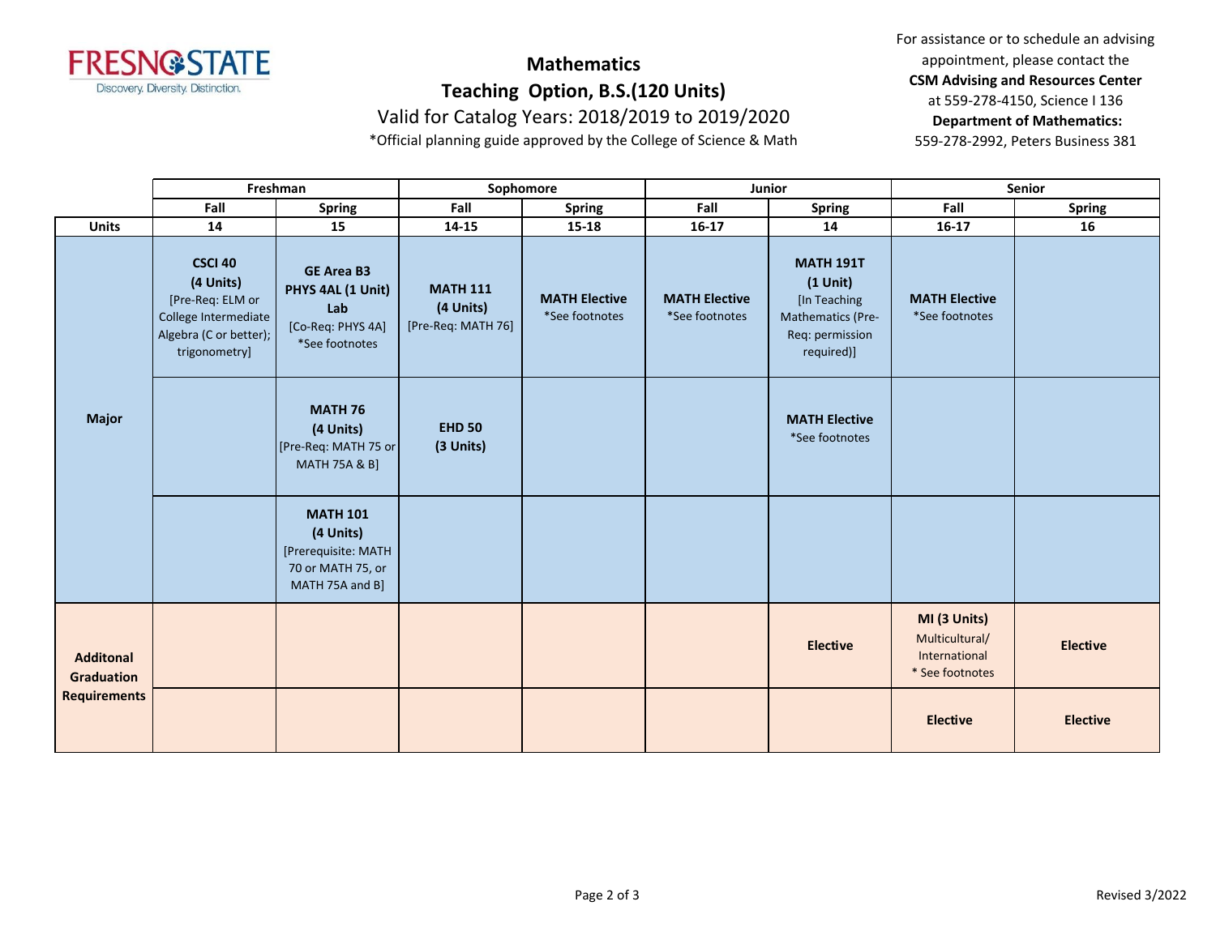# Mathematics

## Teaching Option, B.S.(120 Units)

Valid for Catalog Years: 2018/2019 to 2019/2020

*Official planning guide approved by the College of Science & Math

For assistance or to schedule an advising appointment, please contact the **CSM Advising and Resources Center** at 559-278-4150, Science I 136

**Department of Mathematics:** 559-278-2992, Peters Business 381

| | Freshman | | Sophomore | | Junior | | Senior | |
|---|---|---|---|---|---|---|---|---|
| | **Fall** | **Spring** | **Fall** | **Spring** | **Fall** | **Spring** | **Fall** | **Spring** |
| **Units** | **14** | **15** | **14-15** | **15-18** | **16-17** | **14** | **16-17** | **16** |
| **Major** | **CSCI 40 (4 Units)** [Pre-Req: ELM or College Intermediate Algebra (C or better); trigonometry] | **GE Area B3 PHYS 4AL (1 Unit) Lab** [Co-Req: PHYS 4A] *See footnotes | **MATH 111 (4 Units)** [Pre-Req: MATH 76] | **MATH Elective** *See footnotes | **MATH Elective** *See footnotes | **MATH 191T (1 Unit)** [In Teaching Mathematics (Pre-Req: permission required)] | **MATH Elective** *See footnotes | |
| | | **MATH 76 (4 Units)** [Pre-Req: MATH 75 or MATH 75A & B] | **EHD 50 (3 Units)** | | | **MATH Elective** *See footnotes | | |
| | | **MATH 101 (4 Units)** [Prerequisite: MATH 70 or MATH 75, or MATH 75A and B] | | | | | | |
| **Additonal Graduation Requirements** | | | | | | **Elective** | **MI (3 Units)** Multicultural/ International * See footnotes | **Elective** |
| | | | | | | | **Elective** | **Elective** |

Revised 3/2022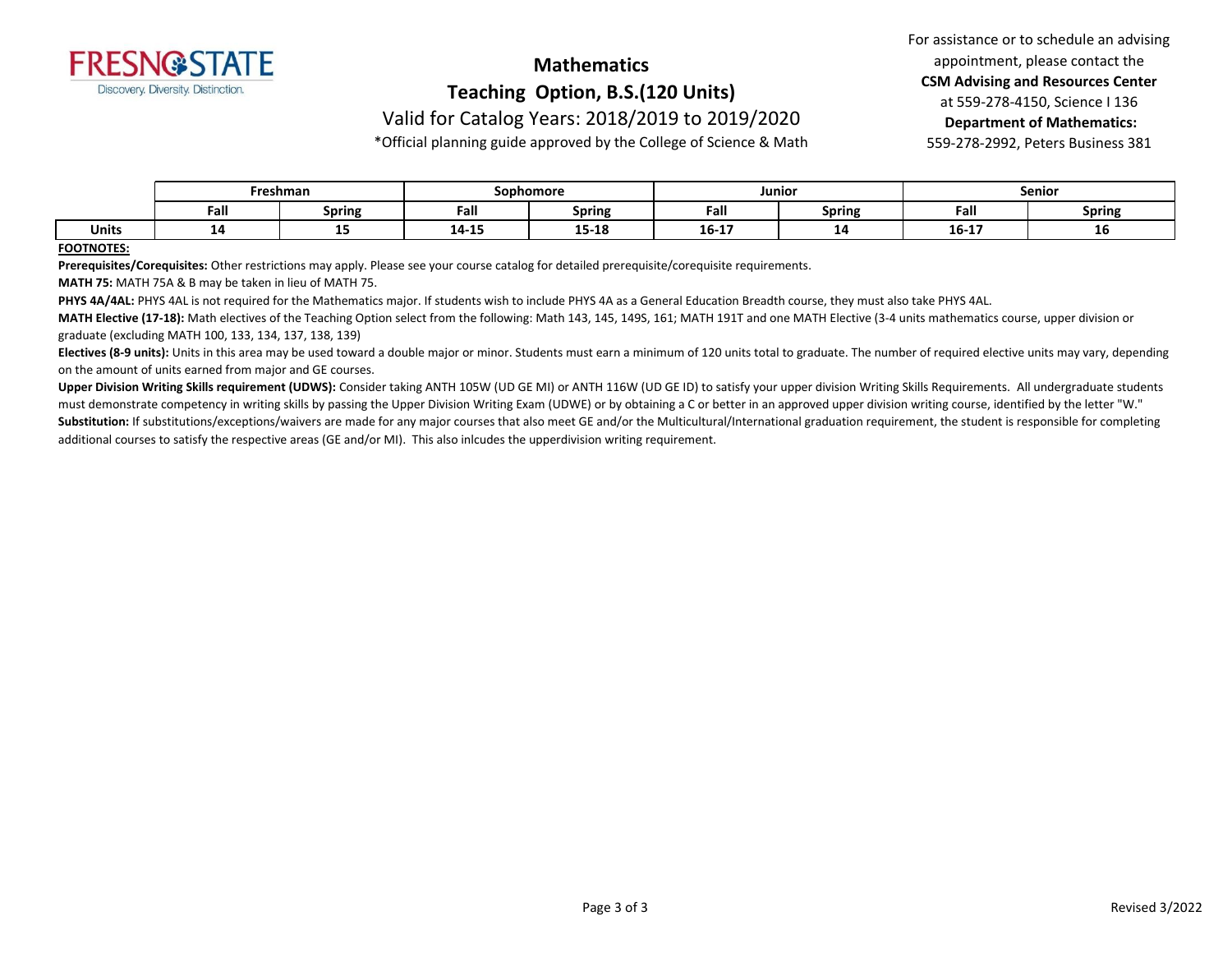**Mathematics**
**Teaching Option, B.S.(120 Units)**
Valid for Catalog Years: 2018/2019 to 2019/2020
*Official planning guide approved by the College of Science & Math

For assistance or to schedule an advising appointment, please contact the **CSM Advising and Resources Center** at 559-278-4150, Science I 136
**Department of Mathematics:**
559-278-2992, Peters Business 381

| | Freshman | | Sophomore | | Junior | | Senior | |
|---|---|---|---|---|---|---|---|---|
| | **Fall** | **Spring** | **Fall** | **Spring** | **Fall** | **Spring** | **Fall** | **Spring** |
| **Units** | **14** | **15** | **14-15** | **15-18** | **16-17** | **14** | **16-17** | **16** |

**FOOTNOTES:**

**Prerequisites/Corequisites:** Other restrictions may apply. Please see your course catalog for detailed prerequisite/corequisite requirements.

**MATH 75:** MATH 75A & B may be taken in lieu of MATH 75.

**PHYS 4A/4AL:** PHYS 4AL is not required for the Mathematics major. If students wish to include PHYS 4A as a General Education Breadth course, they must also take PHYS 4AL.

**MATH Elective (17-18):** Math electives of the Teaching Option select from the following: Math 143, 145, 149S, 161; MATH 191T and one MATH Elective (3-4 units mathematics course, upper division or graduate (excluding MATH 100, 133, 134, 137, 138, 139)

**Electives (8-9 units):** Units in this area may be used toward a double major or minor. Students must earn a minimum of 120 units total to graduate. The number of required elective units may vary, depending on the amount of units earned from major and GE courses.

**Upper Division Writing Skills requirement (UDWS):** Consider taking ANTH 105W (UD GE MI) or ANTH 116W (UD GE ID) to satisfy your upper division Writing Skills Requirements. All undergraduate students must demonstrate competency in writing skills by passing the Upper Division Writing Exam (UDWE) or by obtaining a C or better in an approved upper division writing course, identified by the letter "W."

**Substitution:** If substitutions/exceptions/waivers are made for any major courses that also meet GE and/or the Multicultural/International graduation requirement, the student is responsible for completing additional courses to satisfy the respective areas (GE and/or MI). This also inlcudes the upperdivision writing requirement.